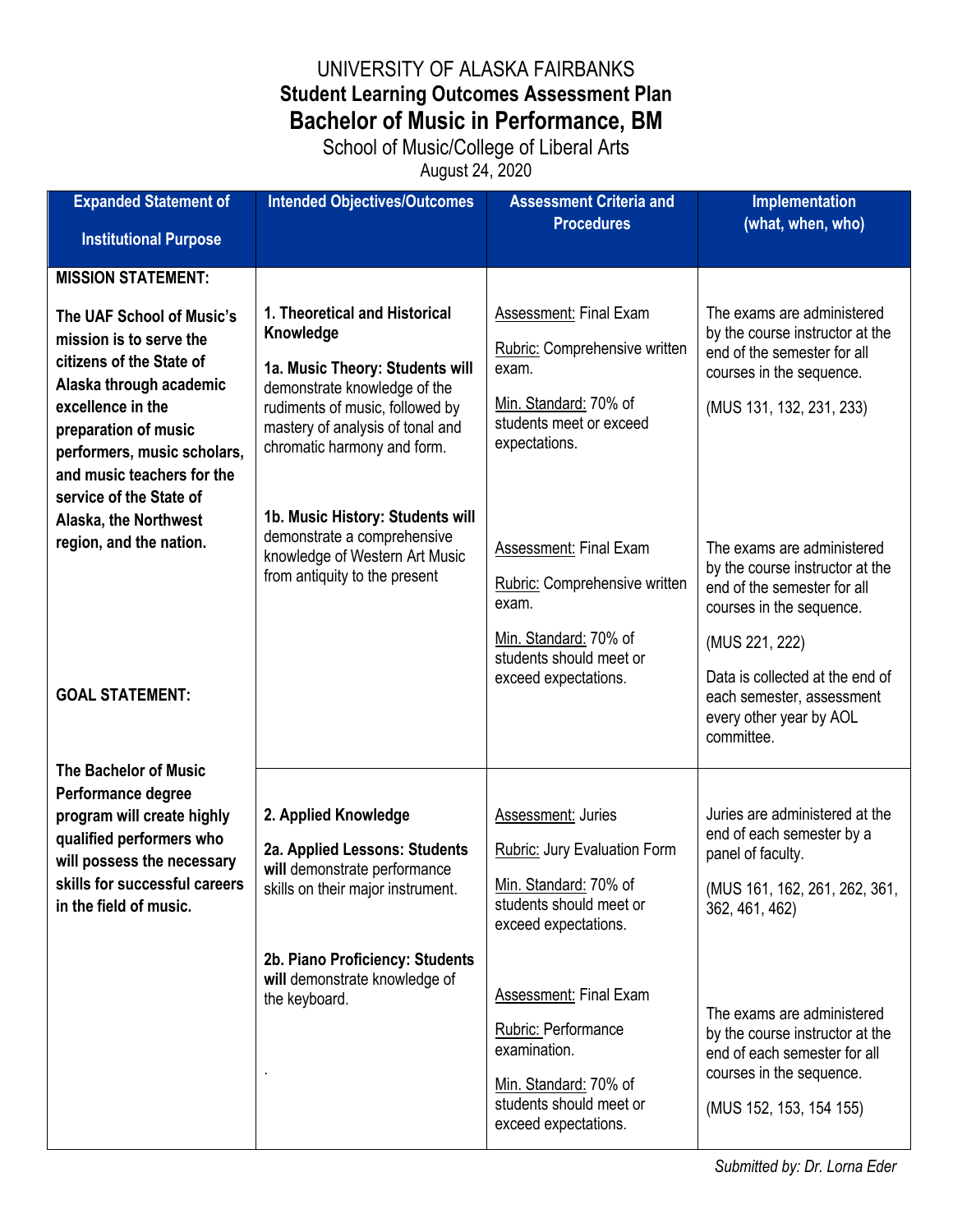# UNIVERSITY OF ALASKA FAIRBANKS

## Student Learning Outcomes Assessment Plan

## Bachelor of Music in Performance, BM

School of Music/College of Liberal Arts

August 24, 2020

| Expanded Statement of Institutional Purpose | Intended Objectives/Outcomes | Assessment Criteria and Procedures | Implementation (what, when, who) |
|---|---|---|---|
| **MISSION STATEMENT:** **The UAF School of Music's mission is to serve the citizens of the State of Alaska through academic excellence in the preparation of music performers, music scholars, and music teachers for the service of the State of Alaska, the Northwest region, and the nation.** | **1. Theoretical and Historical Knowledge** **1a. Music Theory: Students will** demonstrate knowledge of the rudiments of music, followed by mastery of analysis of tonal and chromatic harmony and form. | Assessment: Final Exam Rubric: Comprehensive written exam. Min. Standard: 70% of students meet or exceed expectations. | The exams are administered by the course instructor at the end of the semester for all courses in the sequence. (MUS 131, 132, 231, 233) |
| | **1b. Music History: Students will** demonstrate a comprehensive knowledge of Western Art Music from antiquity to the present | Assessment: Final Exam Rubric: Comprehensive written exam. Min. Standard: 70% of students should meet or exceed expectations. | The exams are administered by the course instructor at the end of the semester for all courses in the sequence. (MUS 221, 222) Data is collected at the end of each semester, assessment every other year by AOL committee. |
| **GOAL STATEMENT:** **The Bachelor of Music Performance degree program will create highly qualified performers who will possess the necessary skills for successful careers in the field of music.** | **2. Applied Knowledge** **2a. Applied Lessons: Students will** demonstrate performance skills on their major instrument. | Assessment: Juries Rubric: Jury Evaluation Form Min. Standard: 70% of students should meet or exceed expectations. | Juries are administered at the end of each semester by a panel of faculty. (MUS 161, 162, 261, 262, 361, 362, 461, 462) |
| | **2b. Piano Proficiency: Students will** demonstrate knowledge of the keyboard. . | Assessment: Final Exam Rubric: Performance examination. Min. Standard: 70% of students should meet or exceed expectations. | The exams are administered by the course instructor at the end of each semester for all courses in the sequence. (MUS 152, 153, 154 155) |

*Submitted by: Dr. Lorna Eder*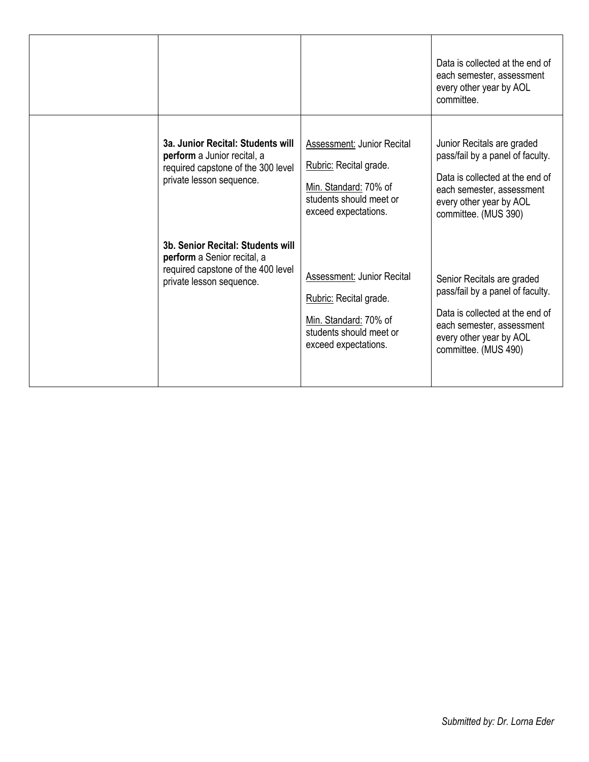| | | | |
|---|---|---|---|
| | | | Data is collected at the end of each semester, assessment every other year by AOL committee. |
| | **3a. Junior Recital: Students will perform** a Junior recital, a required capstone of the 300 level private lesson sequence.<br><br>**3b. Senior Recital: Students will perform** a Senior recital, a required capstone of the 400 level private lesson sequence. | Assessment: Junior Recital<br><br>Rubric: Recital grade.<br><br>Min. Standard: 70% of students should meet or exceed expectations.<br><br>Assessment: Junior Recital<br><br>Rubric: Recital grade.<br><br>Min. Standard: 70% of students should meet or exceed expectations. | Junior Recitals are graded pass/fail by a panel of faculty.<br><br>Data is collected at the end of each semester, assessment every other year by AOL committee. (MUS 390)<br><br>Senior Recitals are graded pass/fail by a panel of faculty.<br><br>Data is collected at the end of each semester, assessment every other year by AOL committee. (MUS 490) |

*Submitted by: Dr. Lorna Eder*